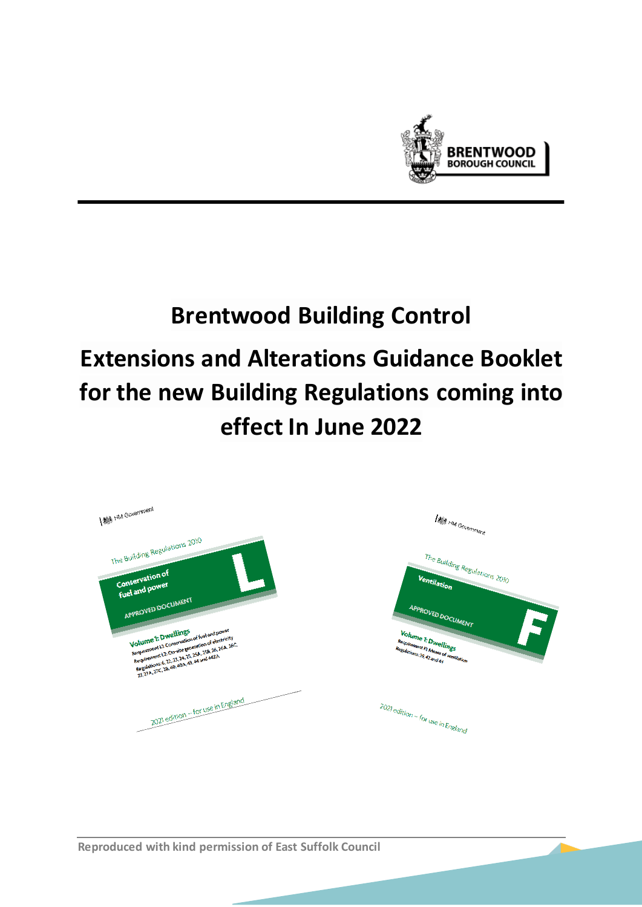BRENTWOOD BOROUGH COUNCIL

# Brentwood Building Control

# Extensions and Alterations Guidance Booklet for the new Building Regulations coming into effect In June 2022

HM Government

The Building Regulations 2010

Conservation of fuel and power

APPROVED DOCUMENT

L

Volume 1: Dwellings

Requirement L1: Conservation of fuel and power

Requirement L2: On-site generation of electricity

Regulations: 6, 22, 23, 24, 25, 25A, 25B, 26, 26A, 26C, 27, 27A, 27C, 28, 40, 40A, 43, 44 and 44ZA

2021 edition – for use in England

HM Government

The Building Regulations 2010

Ventilation

APPROVED DOCUMENT

F

Volume 1: Dwellings

Requirement F1: Means of ventilation

Regulations: 39, 42 and 44

2021 edition – for use in England

Reproduced with kind permission of East Suffolk Council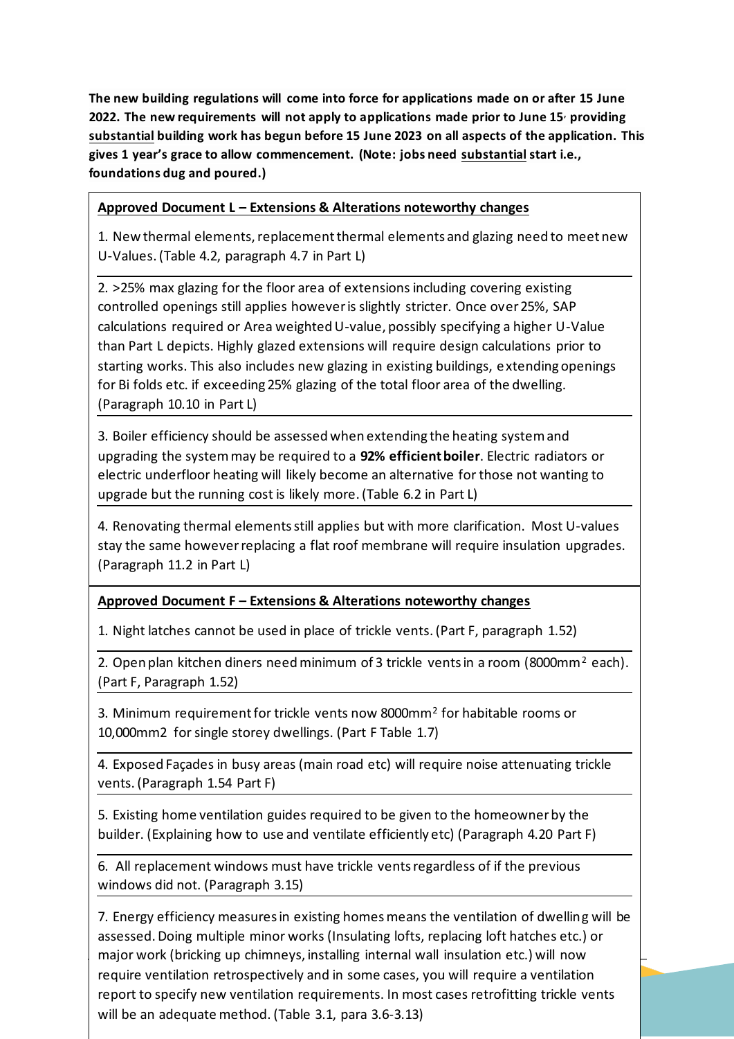**The new building regulations will come into force for applications made on or after 15 June 2022. The new requirements will not apply to applications made prior to June 15, providing substantial building work has begun before 15 June 2023 on all aspects of the application. This gives 1 year's grace to allow commencement. (Note: jobs need substantial start i.e., foundations dug and poured.)**

**Approved Document L – Extensions & Alterations noteworthy changes**

1. New thermal elements, replacement thermal elements and glazing need to meet new U-Values. (Table 4.2, paragraph 4.7 in Part L)

2. >25% max glazing for the floor area of extensions including covering existing controlled openings still applies however is slightly stricter. Once over 25%, SAP calculations required or Area weighted U-value, possibly specifying a higher U-Value than Part L depicts. Highly glazed extensions will require design calculations prior to starting works. This also includes new glazing in existing buildings, extending openings for Bi folds etc. if exceeding 25% glazing of the total floor area of the dwelling. (Paragraph 10.10 in Part L)

3. Boiler efficiency should be assessed when extending the heating system and upgrading the system may be required to a **92% efficient boiler**. Electric radiators or electric underfloor heating will likely become an alternative for those not wanting to upgrade but the running cost is likely more. (Table 6.2 in Part L)

4. Renovating thermal elements still applies but with more clarification. Most U-values stay the same however replacing a flat roof membrane will require insulation upgrades. (Paragraph 11.2 in Part L)

**Approved Document F – Extensions & Alterations noteworthy changes**

1. Night latches cannot be used in place of trickle vents. (Part F, paragraph 1.52)

2. Open plan kitchen diners need minimum of 3 trickle vents in a room (8000mm$^2$ each). (Part F, Paragraph 1.52)

3. Minimum requirement for trickle vents now 8000mm$^2$ for habitable rooms or 10,000mm2 for single storey dwellings. (Part F Table 1.7)

4. Exposed Façades in busy areas (main road etc) will require noise attenuating trickle vents. (Paragraph 1.54 Part F)

5. Existing home ventilation guides required to be given to the homeowner by the builder. (Explaining how to use and ventilate efficiently etc) (Paragraph 4.20 Part F)

6. All replacement windows must have trickle vents regardless of if the previous windows did not. (Paragraph 3.15)

7. Energy efficiency measures in existing homes means the ventilation of dwelling will be assessed. Doing multiple minor works (Insulating lofts, replacing loft hatches etc.) or major work (bricking up chimneys, installing internal wall insulation etc.) will now require ventilation retrospectively and in some cases, you will require a ventilation report to specify new ventilation requirements. In most cases retrofitting trickle vents will be an adequate method. (Table 3.1, para 3.6-3.13)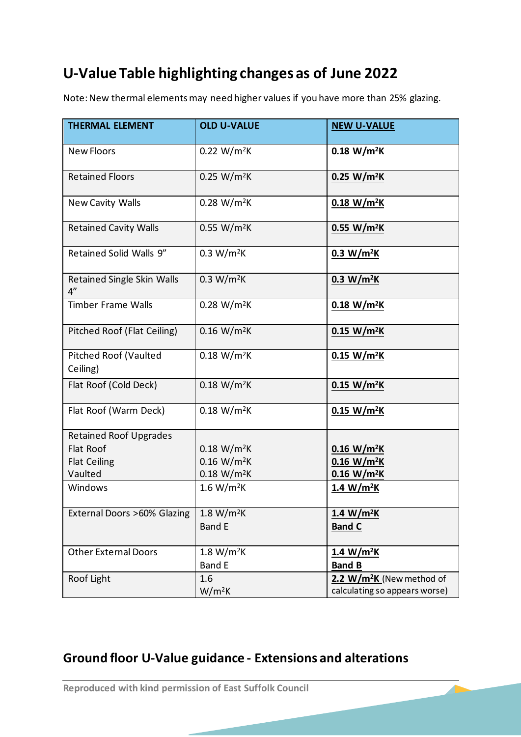## U-Value Table highlighting changes as of June 2022

Note: New thermal elements may need higher values if you have more than 25% glazing.

| THERMAL ELEMENT | OLD U-VALUE | NEW U-VALUE |
|---|---|---|
| New Floors | 0.22 W/m²K | **0.18 W/m²K** |
| Retained Floors | 0.25 W/m²K | **0.25 W/m²K** |
| New Cavity Walls | 0.28 W/m²K | **0.18 W/m²K** |
| Retained Cavity Walls | 0.55 W/m²K | **0.55 W/m²K** |
| Retained Solid Walls 9" | 0.3 W/m²K | **0.3 W/m²K** |
| Retained Single Skin Walls 4" | 0.3 W/m²K | **0.3 W/m²K** |
| Timber Frame Walls | 0.28 W/m²K | **0.18 W/m²K** |
| Pitched Roof (Flat Ceiling) | 0.16 W/m²K | **0.15 W/m²K** |
| Pitched Roof (Vaulted Ceiling) | 0.18 W/m²K | **0.15 W/m²K** |
| Flat Roof (Cold Deck) | 0.18 W/m²K | **0.15 W/m²K** |
| Flat Roof (Warm Deck) | 0.18 W/m²K | **0.15 W/m²K** |
| Retained Roof Upgrades<br>Flat Roof<br>Flat Ceiling<br>Vaulted | <br>0.18 W/m²K<br>0.16 W/m²K<br>0.18 W/m²K | <br>**0.16 W/m²K**<br>**0.16 W/m²K**<br>**0.16 W/m²K** |
| Windows | 1.6 W/m²K | **1.4 W/m²K** |
| External Doors >60% Glazing | 1.8 W/m²K<br>Band E | **1.4 W/m²K**<br>**Band C** |
| Other External Doors | 1.8 W/m²K<br>Band E | **1.4 W/m²K**<br>**Band B** |
| Roof Light | 1.6 W/m²K | **2.2 W/m²K** (New method of calculating so appears worse) |

## Ground floor U-Value guidance - Extensions and alterations

Reproduced with kind permission of East Suffolk Council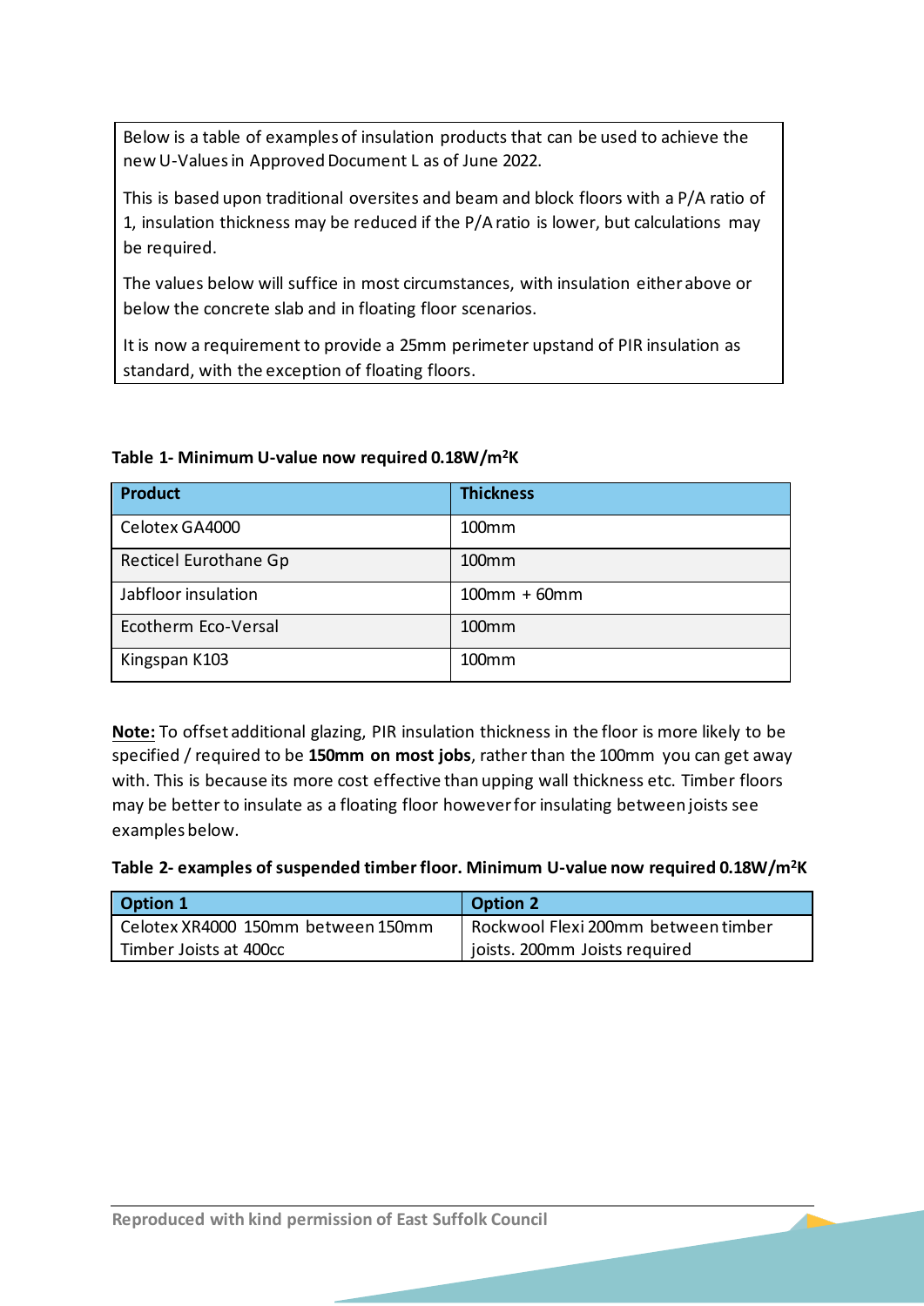Below is a table of examples of insulation products that can be used to achieve the new U-Values in Approved Document L as of June 2022.

This is based upon traditional oversites and beam and block floors with a P/A ratio of 1, insulation thickness may be reduced if the P/A ratio is lower, but calculations may be required.

The values below will suffice in most circumstances, with insulation either above or below the concrete slab and in floating floor scenarios.

It is now a requirement to provide a 25mm perimeter upstand of PIR insulation as standard, with the exception of floating floors.

**Table 1- Minimum U-value now required 0.18W/m²K**

| Product | Thickness |
| --- | --- |
| Celotex GA4000 | 100mm |
| Recticel Eurothane Gp | 100mm |
| Jabfloor insulation | 100mm + 60mm |
| Ecotherm Eco-Versal | 100mm |
| Kingspan K103 | 100mm |

**<u>Note:</u>** To offset additional glazing, PIR insulation thickness in the floor is more likely to be specified / required to be **150mm on most jobs**, rather than the 100mm you can get away with. This is because its more cost effective than upping wall thickness etc. Timber floors may be better to insulate as a floating floor however for insulating between joists see examples below.

**Table 2- examples of suspended timber floor. Minimum U-value now required 0.18W/m²K**

| Option 1 | Option 2 |
| --- | --- |
| Celotex XR4000 150mm between 150mm Timber Joists at 400cc | Rockwool Flexi 200mm between timber joists. 200mm Joists required |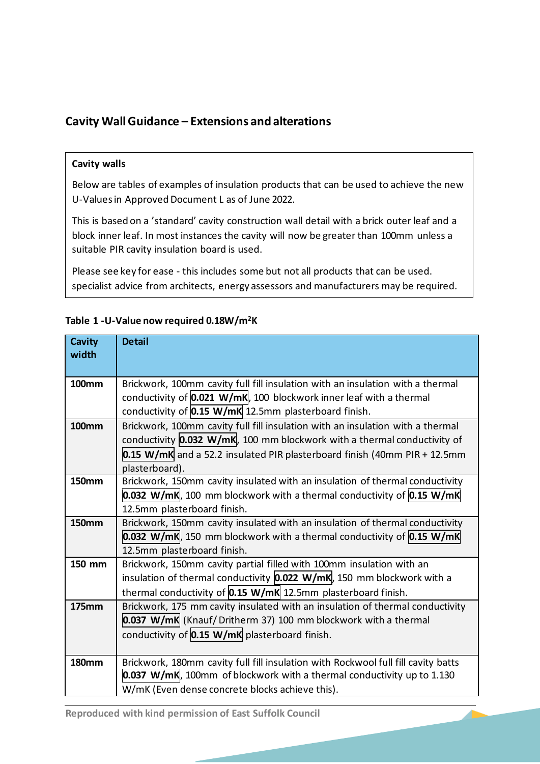## Cavity Wall Guidance – Extensions and alterations

**Cavity walls**

Below are tables of examples of insulation products that can be used to achieve the new U-Values in Approved Document L as of June 2022.

This is based on a 'standard' cavity construction wall detail with a brick outer leaf and a block inner leaf. In most instances the cavity will now be greater than 100mm unless a suitable PIR cavity insulation board is used.

Please see key for ease - this includes some but not all products that can be used. specialist advice from architects, energy assessors and manufacturers may be required.

**Table 1 -U-Value now required 0.18W/m²K**

| Cavity width | Detail |
|---|---|
| **100mm** | Brickwork, 100mm cavity full fill insulation with an insulation with a thermal conductivity of **0.021 W/mK**, 100 blockwork inner leaf with a thermal conductivity of **0.15 W/mK** 12.5mm plasterboard finish. |
| **100mm** | Brickwork, 100mm cavity full fill insulation with an insulation with a thermal conductivity **0.032 W/mK**, 100 mm blockwork with a thermal conductivity of **0.15 W/mK** and a 52.2 insulated PIR plasterboard finish (40mm PIR + 12.5mm plasterboard). |
| **150mm** | Brickwork, 150mm cavity insulated with an insulation of thermal conductivity **0.032 W/mK**, 100 mm blockwork with a thermal conductivity of **0.15 W/mK** 12.5mm plasterboard finish. |
| **150mm** | Brickwork, 150mm cavity insulated with an insulation of thermal conductivity **0.032 W/mK**, 150 mm blockwork with a thermal conductivity of **0.15 W/mK** 12.5mm plasterboard finish. |
| **150 mm** | Brickwork, 150mm cavity partial filled with 100mm insulation with an insulation of thermal conductivity **0.022 W/mK**, 150 mm blockwork with a thermal conductivity of **0.15 W/mK** 12.5mm plasterboard finish. |
| **175mm** | Brickwork, 175 mm cavity insulated with an insulation of thermal conductivity **0.037 W/mK** (Knauf/ Dritherm 37) 100 mm blockwork with a thermal conductivity of **0.15 W/mK** plasterboard finish. |
| **180mm** | Brickwork, 180mm cavity full fill insulation with Rockwool full fill cavity batts **0.037 W/mK**, 100mm of blockwork with a thermal conductivity up to 1.130 W/mK (Even dense concrete blocks achieve this). |

Reproduced with kind permission of East Suffolk Council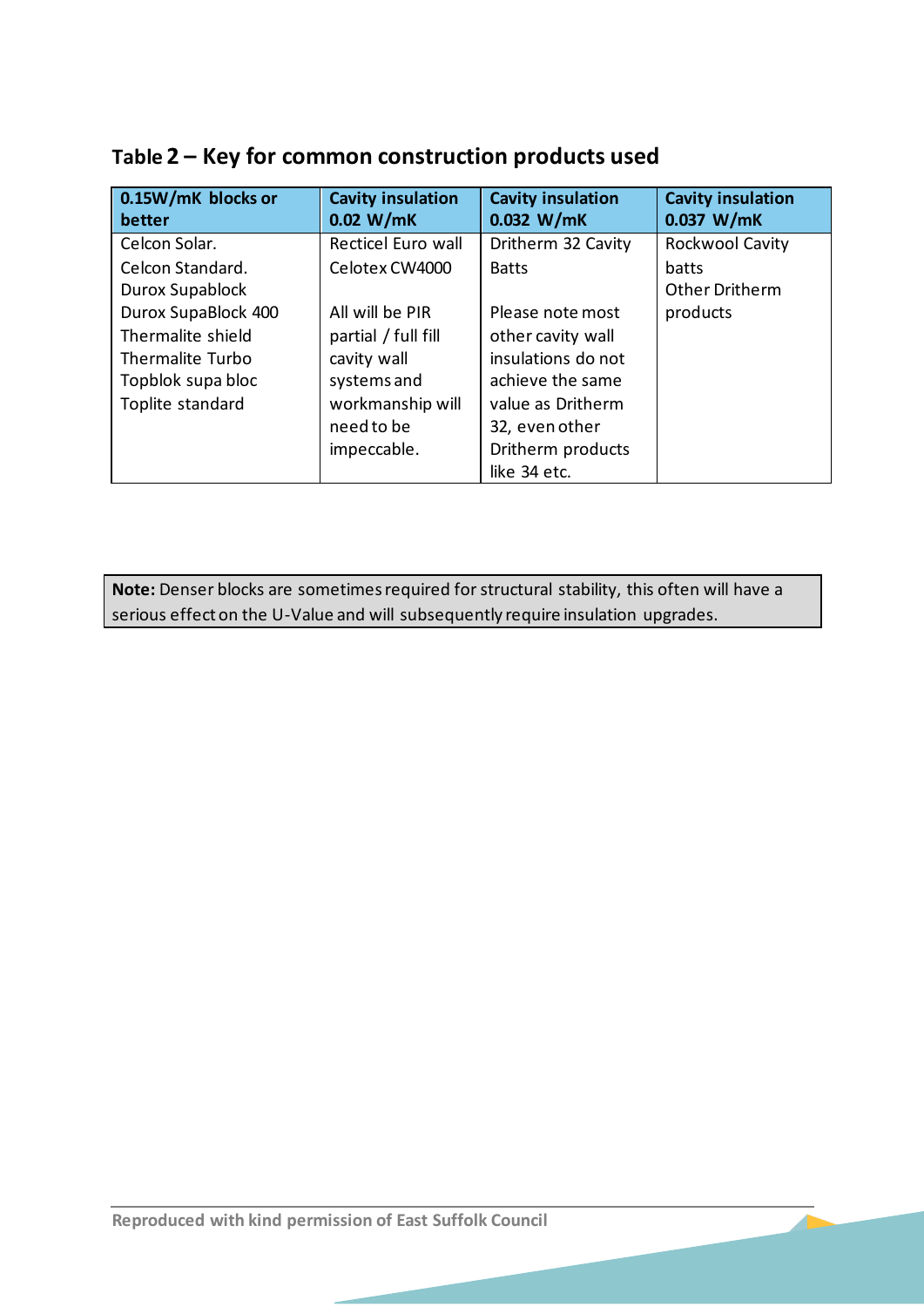## Table 2 – Key for common construction products used

| 0.15W/mK blocks or better | Cavity insulation 0.02 W/mK | Cavity insulation 0.032 W/mK | Cavity insulation 0.037 W/mK |
|---|---|---|---|
| Celcon Solar.<br>Celcon Standard.<br>Durox Supablock<br>Durox SupaBlock 400<br>Thermalite shield<br>Thermalite Turbo<br>Topblok supa bloc<br>Toplite standard | Recticel Euro wall<br>Celotex CW4000<br><br>All will be PIR partial / full fill cavity wall systems and workmanship will need to be impeccable. | Dritherm 32 Cavity Batts<br><br>Please note most other cavity wall insulations do not achieve the same value as Dritherm 32, even other Dritherm products like 34 etc. | Rockwool Cavity batts<br>Other Dritherm products |

**Note:** Denser blocks are sometimes required for structural stability, this often will have a serious effect on the U-Value and will subsequently require insulation upgrades.

Reproduced with kind permission of East Suffolk Council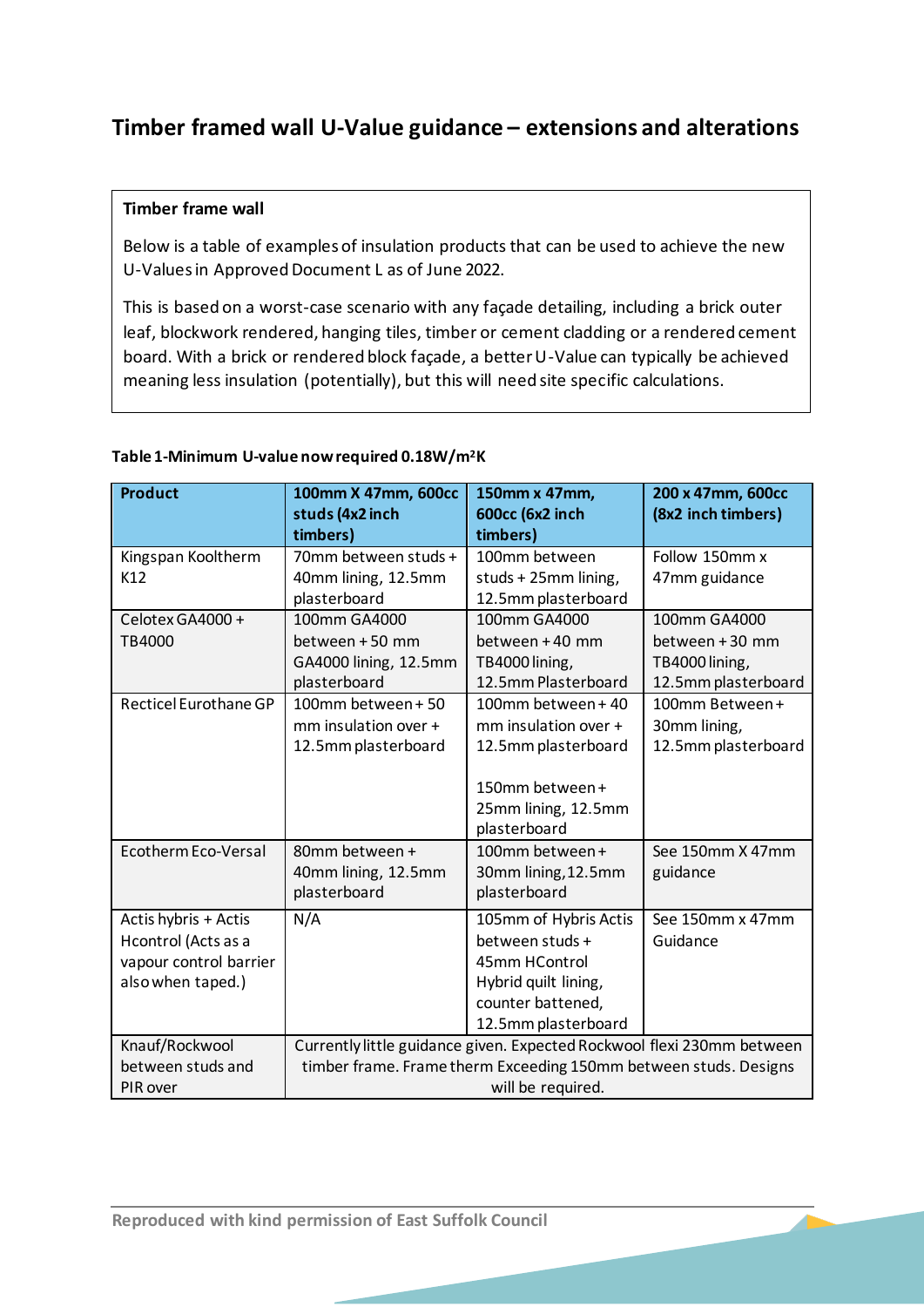# Timber framed wall U-Value guidance – extensions and alterations

**Timber frame wall**

Below is a table of examples of insulation products that can be used to achieve the new U-Values in Approved Document L as of June 2022.

This is based on a worst-case scenario with any façade detailing, including a brick outer leaf, blockwork rendered, hanging tiles, timber or cement cladding or a rendered cement board. With a brick or rendered block façade, a better U-Value can typically be achieved meaning less insulation (potentially), but this will need site specific calculations.

**Table 1-Minimum U-value now required 0.18W/m²K**

| Product | 100mm X 47mm, 600cc studs (4x2 inch timbers) | 150mm x 47mm, 600cc (6x2 inch timbers) | 200 x 47mm, 600cc (8x2 inch timbers) |
|---|---|---|---|
| Kingspan Kooltherm K12 | 70mm between studs + 40mm lining, 12.5mm plasterboard | 100mm between studs + 25mm lining, 12.5mm plasterboard | Follow 150mm x 47mm guidance |
| Celotex GA4000 + TB4000 | 100mm GA4000 between + 50 mm GA4000 lining, 12.5mm plasterboard | 100mm GA4000 between + 40 mm TB4000 lining, 12.5mm Plasterboard | 100mm GA4000 between + 30 mm TB4000 lining, 12.5mm plasterboard |
| Recticel Eurothane GP | 100mm between + 50 mm insulation over + 12.5mm plasterboard | 100mm between + 40 mm insulation over + 12.5mm plasterboard<br><br>150mm between + 25mm lining, 12.5mm plasterboard | 100mm Between + 30mm lining, 12.5mm plasterboard |
| Ecotherm Eco-Versal | 80mm between + 40mm lining, 12.5mm plasterboard | 100mm between + 30mm lining, 12.5mm plasterboard | See 150mm X 47mm guidance |
| Actis hybris + Actis Hcontrol (Acts as a vapour control barrier also when taped.) | N/A | 105mm of Hybris Actis between studs + 45mm HControl Hybrid quilt lining, counter battened, 12.5mm plasterboard | See 150mm x 47mm Guidance |
| Knauf/Rockwool between studs and PIR over | Currently little guidance given. Expected Rockwool flexi 230mm between timber frame. Frame therm Exceeding 150mm between studs. Designs will be required. | | |

Reproduced with kind permission of East Suffolk Council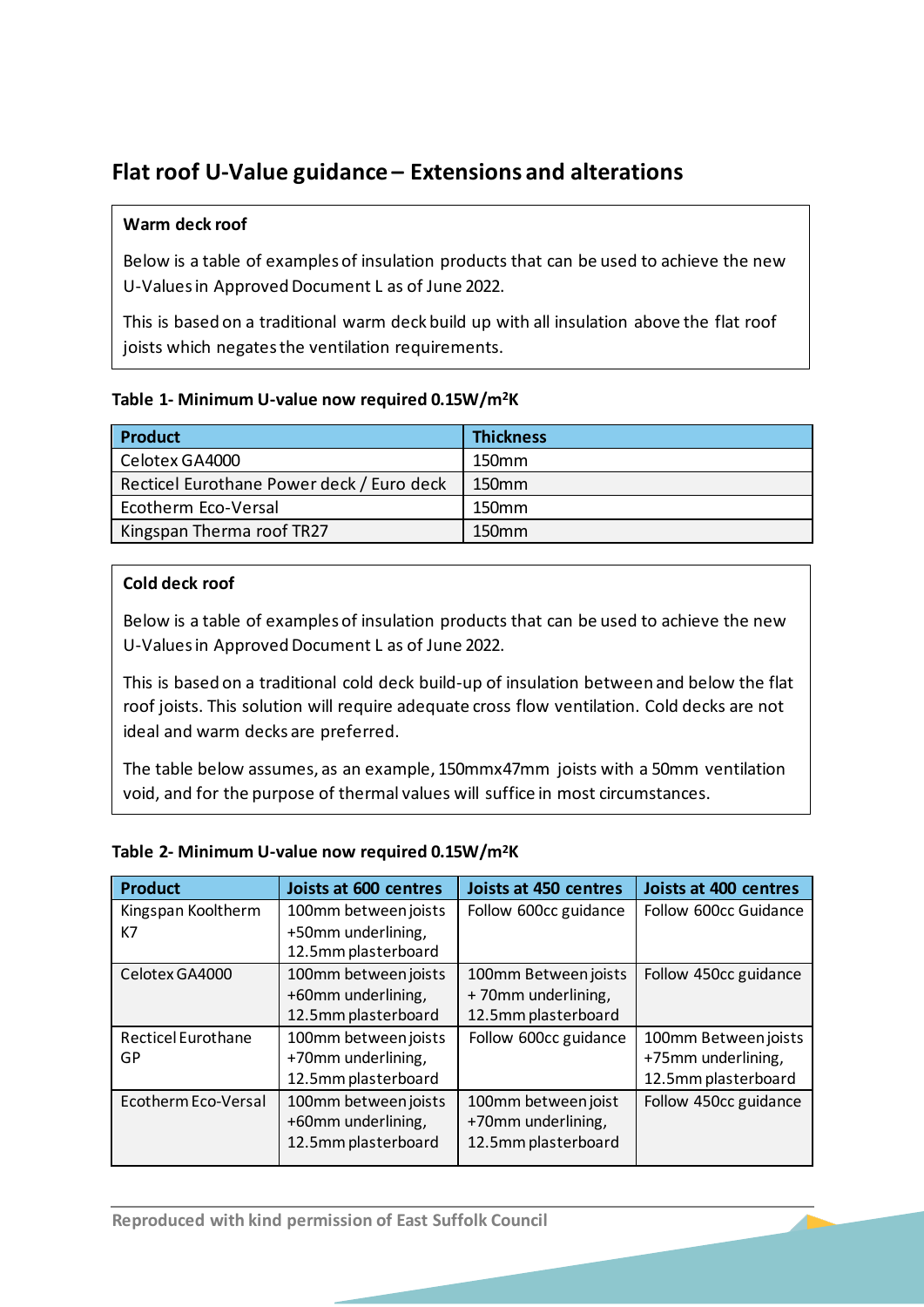## Flat roof U-Value guidance – Extensions and alterations

**Warm deck roof**

Below is a table of examples of insulation products that can be used to achieve the new U-Values in Approved Document L as of June 2022.

This is based on a traditional warm deck build up with all insulation above the flat roof joists which negates the ventilation requirements.

**Table 1- Minimum U-value now required 0.15W/m²K**

| Product | Thickness |
|---|---|
| Celotex GA4000 | 150mm |
| Recticel Eurothane Power deck / Euro deck | 150mm |
| Ecotherm Eco-Versal | 150mm |
| Kingspan Therma roof TR27 | 150mm |

**Cold deck roof**

Below is a table of examples of insulation products that can be used to achieve the new U-Values in Approved Document L as of June 2022.

This is based on a traditional cold deck build-up of insulation between and below the flat roof joists. This solution will require adequate cross flow ventilation. Cold decks are not ideal and warm decks are preferred.

The table below assumes, as an example, 150mmx47mm joists with a 50mm ventilation void, and for the purpose of thermal values will suffice in most circumstances.

**Table 2- Minimum U-value now required 0.15W/m²K**

| Product | Joists at 600 centres | Joists at 450 centres | Joists at 400 centres |
|---|---|---|---|
| Kingspan Kooltherm K7 | 100mm between joists +50mm underlining, 12.5mm plasterboard | Follow 600cc guidance | Follow 600cc Guidance |
| Celotex GA4000 | 100mm between joists +60mm underlining, 12.5mm plasterboard | 100mm Between joists + 70mm underlining, 12.5mm plasterboard | Follow 450cc guidance |
| Recticel Eurothane GP | 100mm between joists +70mm underlining, 12.5mm plasterboard | Follow 600cc guidance | 100mm Between joists +75mm underlining, 12.5mm plasterboard |
| Ecotherm Eco-Versal | 100mm between joists +60mm underlining, 12.5mm plasterboard | 100mm between joist +70mm underlining, 12.5mm plasterboard | Follow 450cc guidance |

Reproduced with kind permission of East Suffolk Council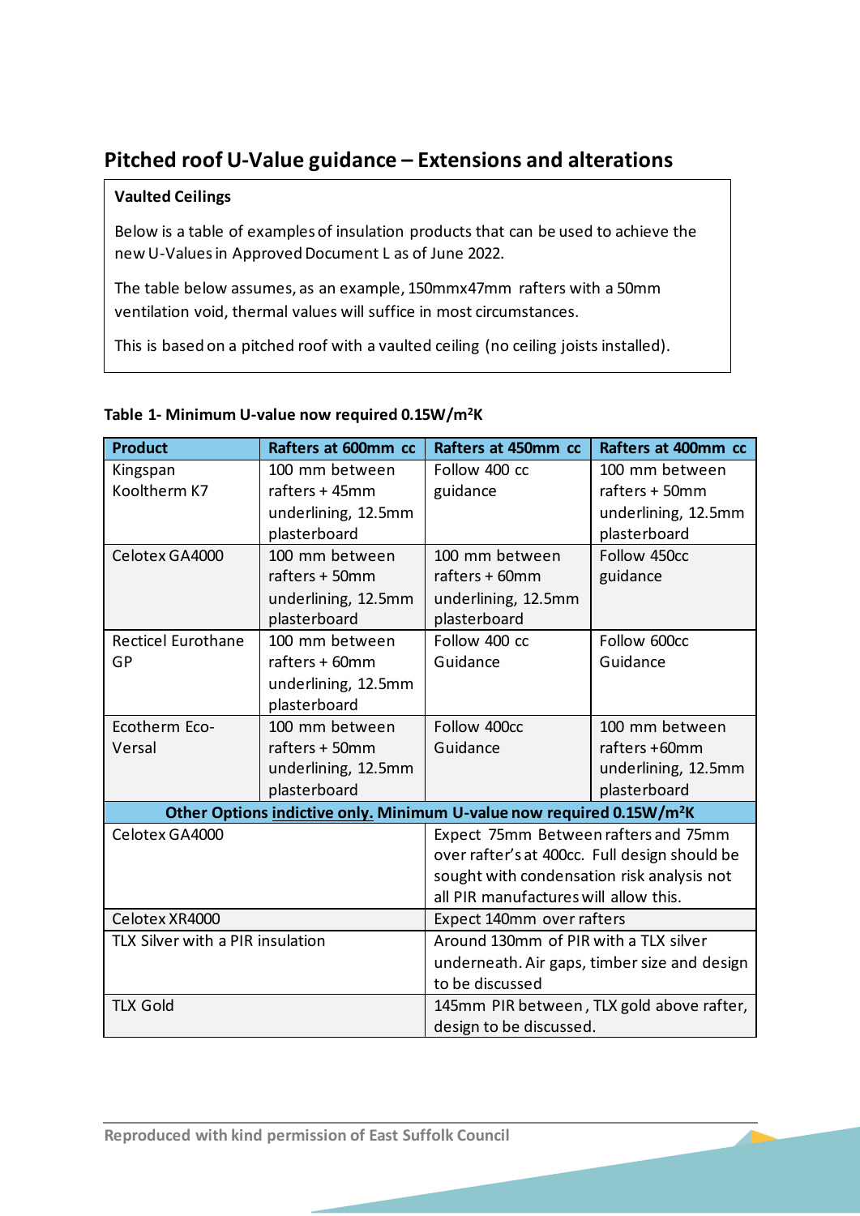## Pitched roof U-Value guidance – Extensions and alterations

**Vaulted Ceilings**

Below is a table of examples of insulation products that can be used to achieve the new U-Values in Approved Document L as of June 2022.

The table below assumes, as an example, 150mmx47mm rafters with a 50mm ventilation void, thermal values will suffice in most circumstances.

This is based on a pitched roof with a vaulted ceiling (no ceiling joists installed).

**Table 1- Minimum U-value now required 0.15W/m²K**

| Product | Rafters at 600mm cc | Rafters at 450mm cc | Rafters at 400mm cc |
|---|---|---|---|
| Kingspan Kooltherm K7 | 100 mm between rafters + 45mm underlining, 12.5mm plasterboard | Follow 400 cc guidance | 100 mm between rafters + 50mm underlining, 12.5mm plasterboard |
| Celotex GA4000 | 100 mm between rafters + 50mm underlining, 12.5mm plasterboard | 100 mm between rafters + 60mm underlining, 12.5mm plasterboard | Follow 450cc guidance |
| Recticel Eurothane GP | 100 mm between rafters + 60mm underlining, 12.5mm plasterboard | Follow 400 cc Guidance | Follow 600cc Guidance |
| Ecotherm Eco-Versal | 100 mm between rafters + 50mm underlining, 12.5mm plasterboard | Follow 400cc Guidance | 100 mm between rafters +60mm underlining, 12.5mm plasterboard |
| **Other Options indictive only. Minimum U-value now required 0.15W/m²K** | | | |
| Celotex GA4000 | | Expect 75mm Between rafters and 75mm over rafter's at 400cc. Full design should be sought with condensation risk analysis not all PIR manufactures will allow this. | |
| Celotex XR4000 | | Expect 140mm over rafters | |
| TLX Silver with a PIR insulation | | Around 130mm of PIR with a TLX silver underneath. Air gaps, timber size and design to be discussed | |
| TLX Gold | | 145mm PIR between, TLX gold above rafter, design to be discussed. | |

Reproduced with kind permission of East Suffolk Council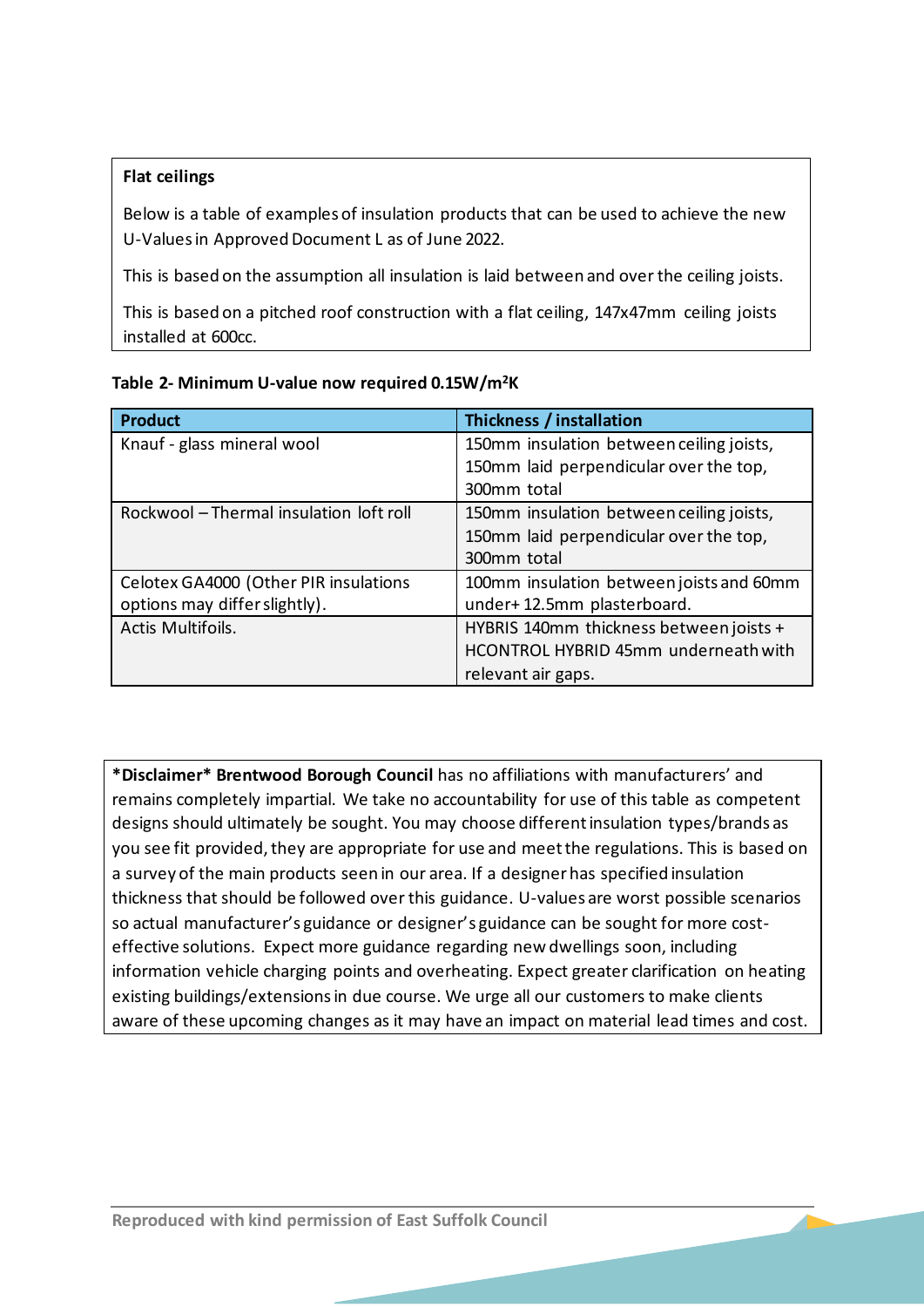**Flat ceilings**

Below is a table of examples of insulation products that can be used to achieve the new U-Values in Approved Document L as of June 2022.

This is based on the assumption all insulation is laid between and over the ceiling joists.

This is based on a pitched roof construction with a flat ceiling, 147x47mm ceiling joists installed at 600cc.

**Table 2- Minimum U-value now required 0.15W/m²K**

| Product | Thickness / installation |
| --- | --- |
| Knauf - glass mineral wool | 150mm insulation between ceiling joists, 150mm laid perpendicular over the top, 300mm total |
| Rockwool – Thermal insulation loft roll | 150mm insulation between ceiling joists, 150mm laid perpendicular over the top, 300mm total |
| Celotex GA4000 (Other PIR insulations options may differ slightly). | 100mm insulation between joists and 60mm under+ 12.5mm plasterboard. |
| Actis Multifoils. | HYBRIS 140mm thickness between joists + HCONTROL HYBRID 45mm underneath with relevant air gaps. |

***Disclaimer* Brentwood Borough Council** has no affiliations with manufacturers' and remains completely impartial. We take no accountability for use of this table as competent designs should ultimately be sought. You may choose different insulation types/brands as you see fit provided, they are appropriate for use and meet the regulations. This is based on a survey of the main products seen in our area. If a designer has specified insulation thickness that should be followed over this guidance. U-values are worst possible scenarios so actual manufacturer's guidance or designer's guidance can be sought for more cost-effective solutions. Expect more guidance regarding new dwellings soon, including information vehicle charging points and overheating. Expect greater clarification on heating existing buildings/extensions in due course. We urge all our customers to make clients aware of these upcoming changes as it may have an impact on material lead times and cost.

Reproduced with kind permission of East Suffolk Council